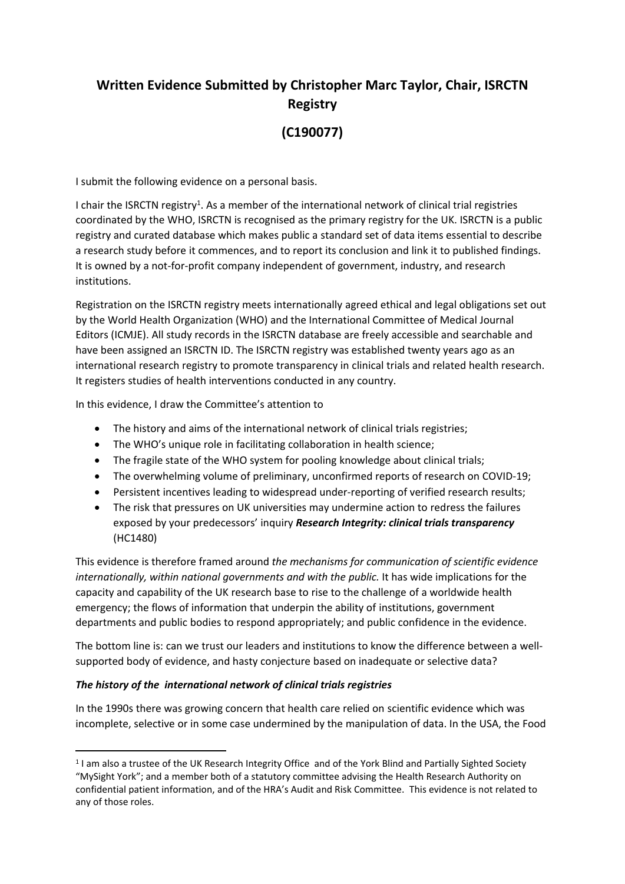# Written Evidence Submitted by Christopher Marc Taylor, Chair, ISRCTN Registry

# (C190077)

I submit the following evidence on a personal basis.

I chair the ISRCTN registry[1]. As a member of the international network of clinical trial registries coordinated by the WHO, ISRCTN is recognised as the primary registry for the UK. ISRCTN is a public registry and curated database which makes public a standard set of data items essential to describe a research study before it commences, and to report its conclusion and link it to published findings. It is owned by a not-for-profit company independent of government, industry, and research institutions.

Registration on the ISRCTN registry meets internationally agreed ethical and legal obligations set out by the World Health Organization (WHO) and the International Committee of Medical Journal Editors (ICMJE). All study records in the ISRCTN database are freely accessible and searchable and have been assigned an ISRCTN ID. The ISRCTN registry was established twenty years ago as an international research registry to promote transparency in clinical trials and related health research. It registers studies of health interventions conducted in any country.

In this evidence, I draw the Committee's attention to

- The history and aims of the international network of clinical trials registries;
- The WHO's unique role in facilitating collaboration in health science;
- The fragile state of the WHO system for pooling knowledge about clinical trials;
- The overwhelming volume of preliminary, unconfirmed reports of research on COVID-19;
- Persistent incentives leading to widespread under-reporting of verified research results;
- The risk that pressures on UK universities may undermine action to redress the failures exposed by your predecessors' inquiry ***Research Integrity: clinical trials transparency*** (HC1480)

This evidence is therefore framed around *the mechanisms for communication of scientific evidence internationally, within national governments and with the public.* It has wide implications for the capacity and capability of the UK research base to rise to the challenge of a worldwide health emergency; the flows of information that underpin the ability of institutions, government departments and public bodies to respond appropriately; and public confidence in the evidence.

The bottom line is: can we trust our leaders and institutions to know the difference between a well-supported body of evidence, and hasty conjecture based on inadequate or selective data?

### *The history of the international network of clinical trials registries*

In the 1990s there was growing concern that health care relied on scientific evidence which was incomplete, selective or in some case undermined by the manipulation of data. In the USA, the Food

---

[1] I am also a trustee of the UK Research Integrity Office and of the York Blind and Partially Sighted Society "MySight York"; and a member both of a statutory committee advising the Health Research Authority on confidential patient information, and of the HRA's Audit and Risk Committee. This evidence is not related to any of those roles.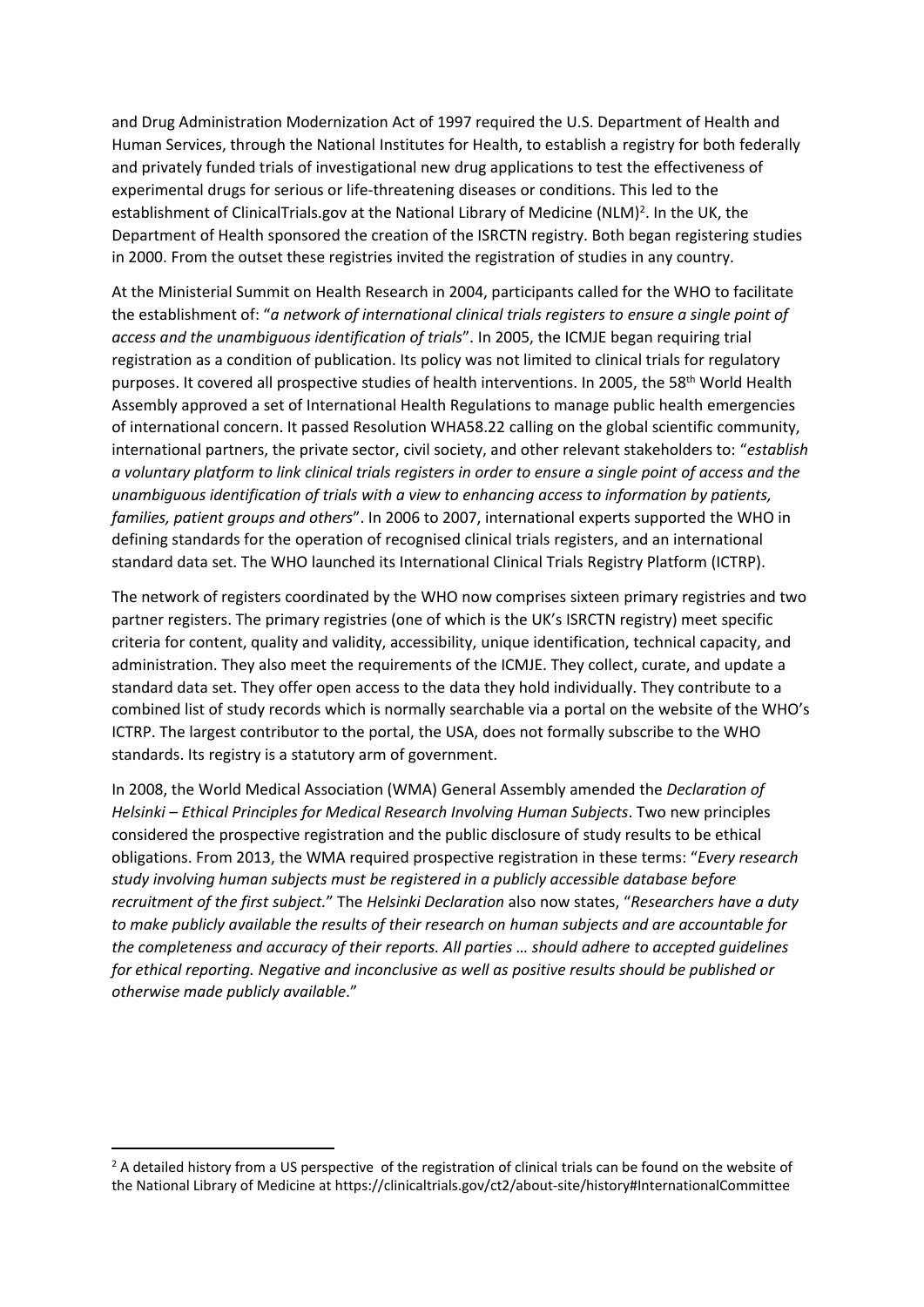and Drug Administration Modernization Act of 1997 required the U.S. Department of Health and Human Services, through the National Institutes for Health, to establish a registry for both federally and privately funded trials of investigational new drug applications to test the effectiveness of experimental drugs for serious or life-threatening diseases or conditions. This led to the establishment of ClinicalTrials.gov at the National Library of Medicine (NLM)[2]. In the UK, the Department of Health sponsored the creation of the ISRCTN registry. Both began registering studies in 2000. From the outset these registries invited the registration of studies in any country.

At the Ministerial Summit on Health Research in 2004, participants called for the WHO to facilitate the establishment of: "*a network of international clinical trials registers to ensure a single point of access and the unambiguous identification of trials*". In 2005, the ICMJE began requiring trial registration as a condition of publication. Its policy was not limited to clinical trials for regulatory purposes. It covered all prospective studies of health interventions. In 2005, the 58th World Health Assembly approved a set of International Health Regulations to manage public health emergencies of international concern. It passed Resolution WHA58.22 calling on the global scientific community, international partners, the private sector, civil society, and other relevant stakeholders to: "*establish a voluntary platform to link clinical trials registers in order to ensure a single point of access and the unambiguous identification of trials with a view to enhancing access to information by patients, families, patient groups and others*". In 2006 to 2007, international experts supported the WHO in defining standards for the operation of recognised clinical trials registers, and an international standard data set. The WHO launched its International Clinical Trials Registry Platform (ICTRP).

The network of registers coordinated by the WHO now comprises sixteen primary registries and two partner registers. The primary registries (one of which is the UK's ISRCTN registry) meet specific criteria for content, quality and validity, accessibility, unique identification, technical capacity, and administration. They also meet the requirements of the ICMJE. They collect, curate, and update a standard data set. They offer open access to the data they hold individually. They contribute to a combined list of study records which is normally searchable via a portal on the website of the WHO's ICTRP. The largest contributor to the portal, the USA, does not formally subscribe to the WHO standards. Its registry is a statutory arm of government.

In 2008, the World Medical Association (WMA) General Assembly amended the *Declaration of Helsinki – Ethical Principles for Medical Research Involving Human Subjects*. Two new principles considered the prospective registration and the public disclosure of study results to be ethical obligations. From 2013, the WMA required prospective registration in these terms: "*Every research study involving human subjects must be registered in a publicly accessible database before recruitment of the first subject.*" The *Helsinki Declaration* also now states, "*Researchers have a duty to make publicly available the results of their research on human subjects and are accountable for the completeness and accuracy of their reports. All parties … should adhere to accepted guidelines for ethical reporting. Negative and inconclusive as well as positive results should be published or otherwise made publicly available*."

[2] A detailed history from a US perspective of the registration of clinical trials can be found on the website of the National Library of Medicine at https://clinicaltrials.gov/ct2/about-site/history#InternationalCommittee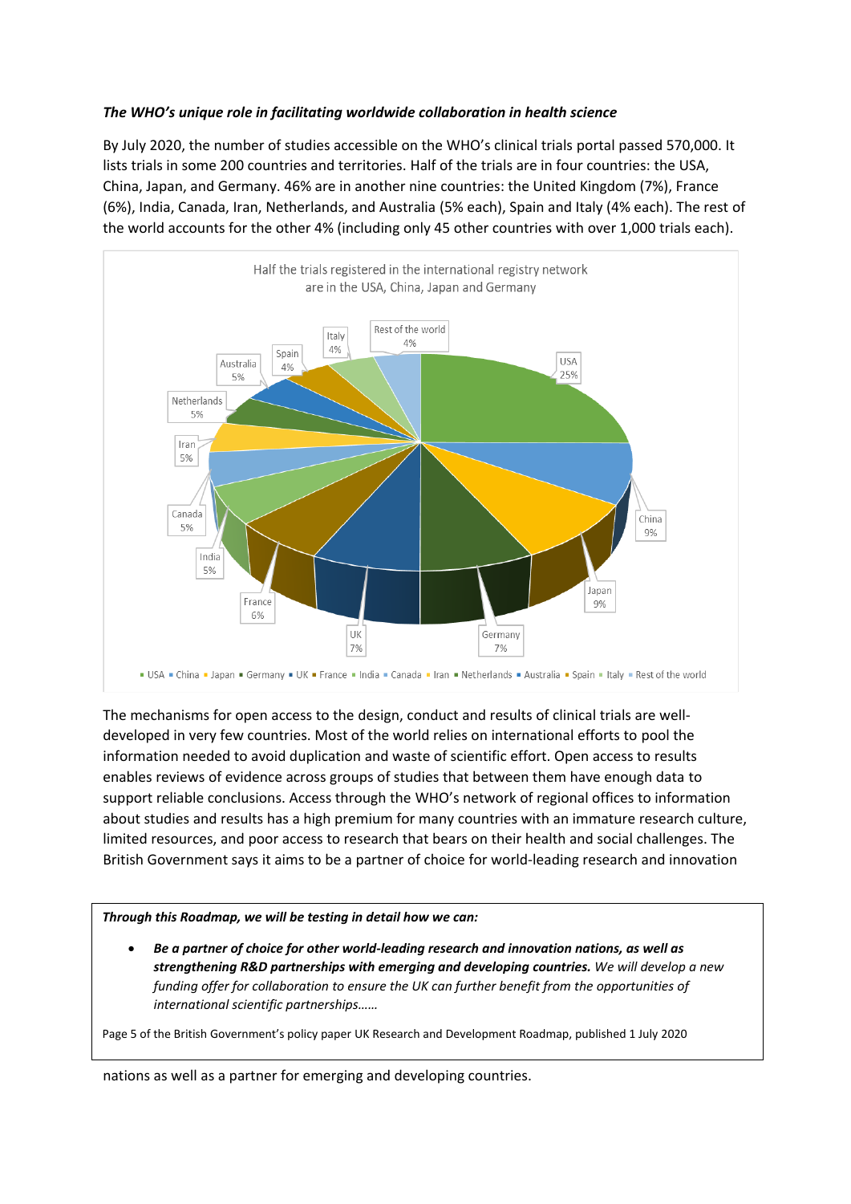***The WHO's unique role in facilitating worldwide collaboration in health science***

By July 2020, the number of studies accessible on the WHO's clinical trials portal passed 570,000. It lists trials in some 200 countries and territories. Half of the trials are in four countries: the USA, China, Japan, and Germany. 46% are in another nine countries: the United Kingdom (7%), France (6%), India, Canada, Iran, Netherlands, and Australia (5% each), Spain and Italy (4% each). The rest of the world accounts for the other 4% (including only 45 other countries with over 1,000 trials each).

Half the trials registered in the international registry network are in the USA, China, Japan and Germany

The mechanisms for open access to the design, conduct and results of clinical trials are well-developed in very few countries. Most of the world relies on international efforts to pool the information needed to avoid duplication and waste of scientific effort. Open access to results enables reviews of evidence across groups of studies that between them have enough data to support reliable conclusions. Access through the WHO's network of regional offices to information about studies and results has a high premium for many countries with an immature research culture, limited resources, and poor access to research that bears on their health and social challenges. The British Government says it aims to be a partner of choice for world-leading research and innovation nations as well as a partner for emerging and developing countries.

> ***Through this Roadmap, we will be testing in detail how we can:***
>
> - ***Be a partner of choice for other world-leading research and innovation nations, as well as strengthening R&D partnerships with emerging and developing countries.*** *We will develop a new funding offer for collaboration to ensure the UK can further benefit from the opportunities of international scientific partnerships……*
>
> Page 5 of the British Government's policy paper UK Research and Development Roadmap, published 1 July 2020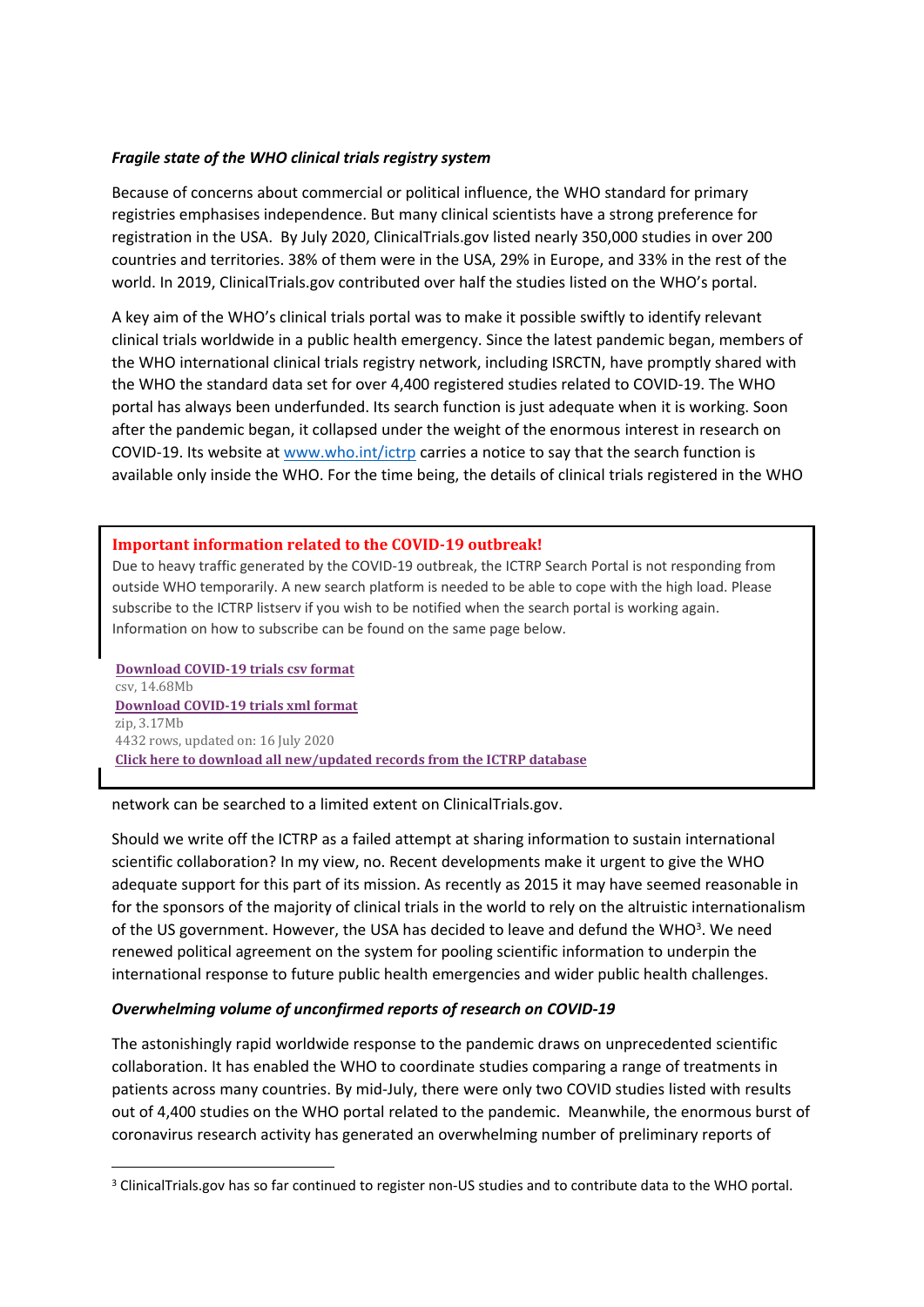### *Fragile state of the WHO clinical trials registry system*

Because of concerns about commercial or political influence, the WHO standard for primary registries emphasises independence. But many clinical scientists have a strong preference for registration in the USA. By July 2020, ClinicalTrials.gov listed nearly 350,000 studies in over 200 countries and territories. 38% of them were in the USA, 29% in Europe, and 33% in the rest of the world. In 2019, ClinicalTrials.gov contributed over half the studies listed on the WHO's portal.

A key aim of the WHO's clinical trials portal was to make it possible swiftly to identify relevant clinical trials worldwide in a public health emergency. Since the latest pandemic began, members of the WHO international clinical trials registry network, including ISRCTN, have promptly shared with the WHO the standard data set for over 4,400 registered studies related to COVID-19. The WHO portal has always been underfunded. Its search function is just adequate when it is working. Soon after the pandemic began, it collapsed under the weight of the enormous interest in research on COVID-19. Its website at [www.who.int/ictrp](www.who.int/ictrp) carries a notice to say that the search function is available only inside the WHO. For the time being, the details of clinical trials registered in the WHO network can be searched to a limited extent on ClinicalTrials.gov.

> **Important information related to the COVID-19 outbreak!**
>
> Due to heavy traffic generated by the COVID-19 outbreak, the ICTRP Search Portal is not responding from outside WHO temporarily. A new search platform is needed to be able to cope with the high load. Please subscribe to the ICTRP listserv if you wish to be notified when the search portal is working again. Information on how to subscribe can be found on the same page below.
>
> **Download COVID-19 trials csv format**
> csv, 14.68Mb
> **Download COVID-19 trials xml format**
> zip, 3.17Mb
> 4432 rows, updated on: 16 July 2020
> **Click here to download all new/updated records from the ICTRP database**

Should we write off the ICTRP as a failed attempt at sharing information to sustain international scientific collaboration? In my view, no. Recent developments make it urgent to give the WHO adequate support for this part of its mission. As recently as 2015 it may have seemed reasonable in for the sponsors of the majority of clinical trials in the world to rely on the altruistic internationalism of the US government. However, the USA has decided to leave and defund the WHO[3]. We need renewed political agreement on the system for pooling scientific information to underpin the international response to future public health emergencies and wider public health challenges.

### *Overwhelming volume of unconfirmed reports of research on COVID-19*

The astonishingly rapid worldwide response to the pandemic draws on unprecedented scientific collaboration. It has enabled the WHO to coordinate studies comparing a range of treatments in patients across many countries. By mid-July, there were only two COVID studies listed with results out of 4,400 studies on the WHO portal related to the pandemic. Meanwhile, the enormous burst of coronavirus research activity has generated an overwhelming number of preliminary reports of

---

[3] ClinicalTrials.gov has so far continued to register non-US studies and to contribute data to the WHO portal.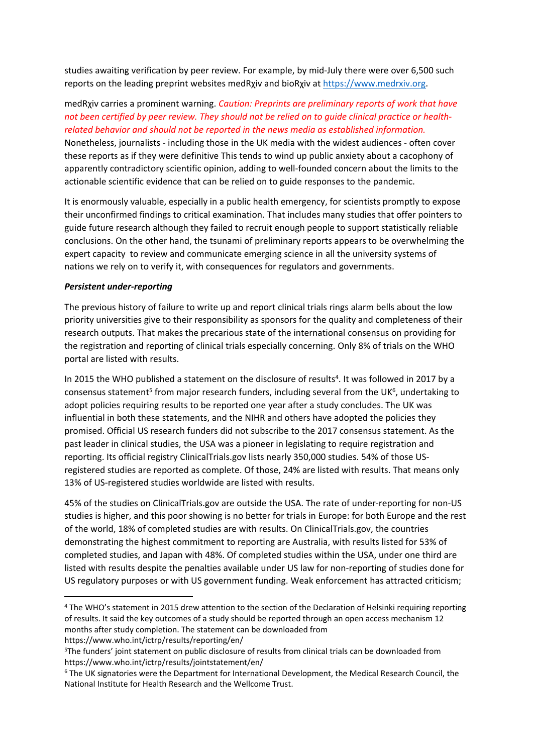studies awaiting verification by peer review. For example, by mid-July there were over 6,500 such reports on the leading preprint websites medRχiv and bioRχiv at https://www.medrxiv.org.

medRχiv carries a prominent warning. *Caution: Preprints are preliminary reports of work that have not been certified by peer review. They should not be relied on to guide clinical practice or health-related behavior and should not be reported in the news media as established information.* Nonetheless, journalists - including those in the UK media with the widest audiences - often cover these reports as if they were definitive This tends to wind up public anxiety about a cacophony of apparently contradictory scientific opinion, adding to well-founded concern about the limits to the actionable scientific evidence that can be relied on to guide responses to the pandemic.

It is enormously valuable, especially in a public health emergency, for scientists promptly to expose their unconfirmed findings to critical examination. That includes many studies that offer pointers to guide future research although they failed to recruit enough people to support statistically reliable conclusions. On the other hand, the tsunami of preliminary reports appears to be overwhelming the expert capacity to review and communicate emerging science in all the university systems of nations we rely on to verify it, with consequences for regulators and governments.

***Persistent under-reporting***

The previous history of failure to write up and report clinical trials rings alarm bells about the low priority universities give to their responsibility as sponsors for the quality and completeness of their research outputs. That makes the precarious state of the international consensus on providing for the registration and reporting of clinical trials especially concerning. Only 8% of trials on the WHO portal are listed with results.

In 2015 the WHO published a statement on the disclosure of results[4]. It was followed in 2017 by a consensus statement[5] from major research funders, including several from the UK[6], undertaking to adopt policies requiring results to be reported one year after a study concludes. The UK was influential in both these statements, and the NIHR and others have adopted the policies they promised. Official US research funders did not subscribe to the 2017 consensus statement. As the past leader in clinical studies, the USA was a pioneer in legislating to require registration and reporting. Its official registry ClinicalTrials.gov lists nearly 350,000 studies. 54% of those US-registered studies are reported as complete. Of those, 24% are listed with results. That means only 13% of US-registered studies worldwide are listed with results.

45% of the studies on ClinicalTrials.gov are outside the USA. The rate of under-reporting for non-US studies is higher, and this poor showing is no better for trials in Europe: for both Europe and the rest of the world, 18% of completed studies are with results. On ClinicalTrials.gov, the countries demonstrating the highest commitment to reporting are Australia, with results listed for 53% of completed studies, and Japan with 48%. Of completed studies within the USA, under one third are listed with results despite the penalties available under US law for non-reporting of studies done for US regulatory purposes or with US government funding. Weak enforcement has attracted criticism;

---

[4] The WHO's statement in 2015 drew attention to the section of the Declaration of Helsinki requiring reporting of results. It said the key outcomes of a study should be reported through an open access mechanism 12 months after study completion. The statement can be downloaded from https://www.who.int/ictrp/results/reporting/en/

[5] The funders' joint statement on public disclosure of results from clinical trials can be downloaded from https://www.who.int/ictrp/results/jointstatement/en/

[6] The UK signatories were the Department for International Development, the Medical Research Council, the National Institute for Health Research and the Wellcome Trust.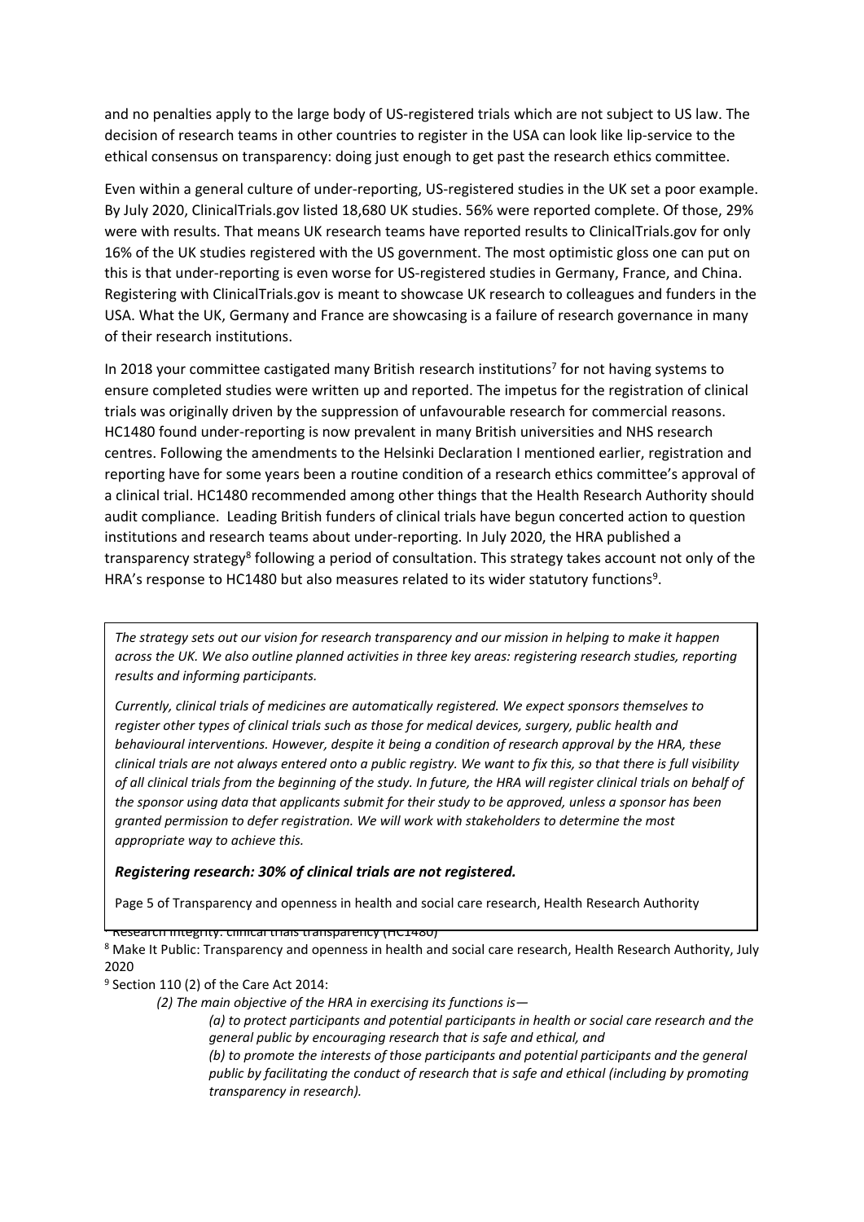and no penalties apply to the large body of US-registered trials which are not subject to US law. The decision of research teams in other countries to register in the USA can look like lip-service to the ethical consensus on transparency: doing just enough to get past the research ethics committee.

Even within a general culture of under-reporting, US-registered studies in the UK set a poor example. By July 2020, ClinicalTrials.gov listed 18,680 UK studies. 56% were reported complete. Of those, 29% were with results. That means UK research teams have reported results to ClinicalTrials.gov for only 16% of the UK studies registered with the US government. The most optimistic gloss one can put on this is that under-reporting is even worse for US-registered studies in Germany, France, and China. Registering with ClinicalTrials.gov is meant to showcase UK research to colleagues and funders in the USA. What the UK, Germany and France are showcasing is a failure of research governance in many of their research institutions.

In 2018 your committee castigated many British research institutions[7] for not having systems to ensure completed studies were written up and reported. The impetus for the registration of clinical trials was originally driven by the suppression of unfavourable research for commercial reasons. HC1480 found under-reporting is now prevalent in many British universities and NHS research centres. Following the amendments to the Helsinki Declaration I mentioned earlier, registration and reporting have for some years been a routine condition of a research ethics committee's approval of a clinical trial. HC1480 recommended among other things that the Health Research Authority should audit compliance. Leading British funders of clinical trials have begun concerted action to question institutions and research teams about under-reporting. In July 2020, the HRA published a transparency strategy[8] following a period of consultation. This strategy takes account not only of the HRA's response to HC1480 but also measures related to its wider statutory functions[9].

> *The strategy sets out our vision for research transparency and our mission in helping to make it happen across the UK. We also outline planned activities in three key areas: registering research studies, reporting results and informing participants.*
>
> *Currently, clinical trials of medicines are automatically registered. We expect sponsors themselves to register other types of clinical trials such as those for medical devices, surgery, public health and behavioural interventions. However, despite it being a condition of research approval by the HRA, these clinical trials are not always entered onto a public registry. We want to fix this, so that there is full visibility of all clinical trials from the beginning of the study. In future, the HRA will register clinical trials on behalf of the sponsor using data that applicants submit for their study to be approved, unless a sponsor has been granted permission to defer registration. We will work with stakeholders to determine the most appropriate way to achieve this.*
>
> ***Registering research: 30% of clinical trials are not registered.***
>
> Page 5 of Transparency and openness in health and social care research, Health Research Authority

[7] Research integrity: clinical trials transparency (HC1480)

[8] Make It Public: Transparency and openness in health and social care research, Health Research Authority, July 2020

[9] Section 110 (2) of the Care Act 2014:

*(2) The main objective of the HRA in exercising its functions is—*

*(a) to protect participants and potential participants in health or social care research and the general public by encouraging research that is safe and ethical, and*

*(b) to promote the interests of those participants and potential participants and the general public by facilitating the conduct of research that is safe and ethical (including by promoting transparency in research).*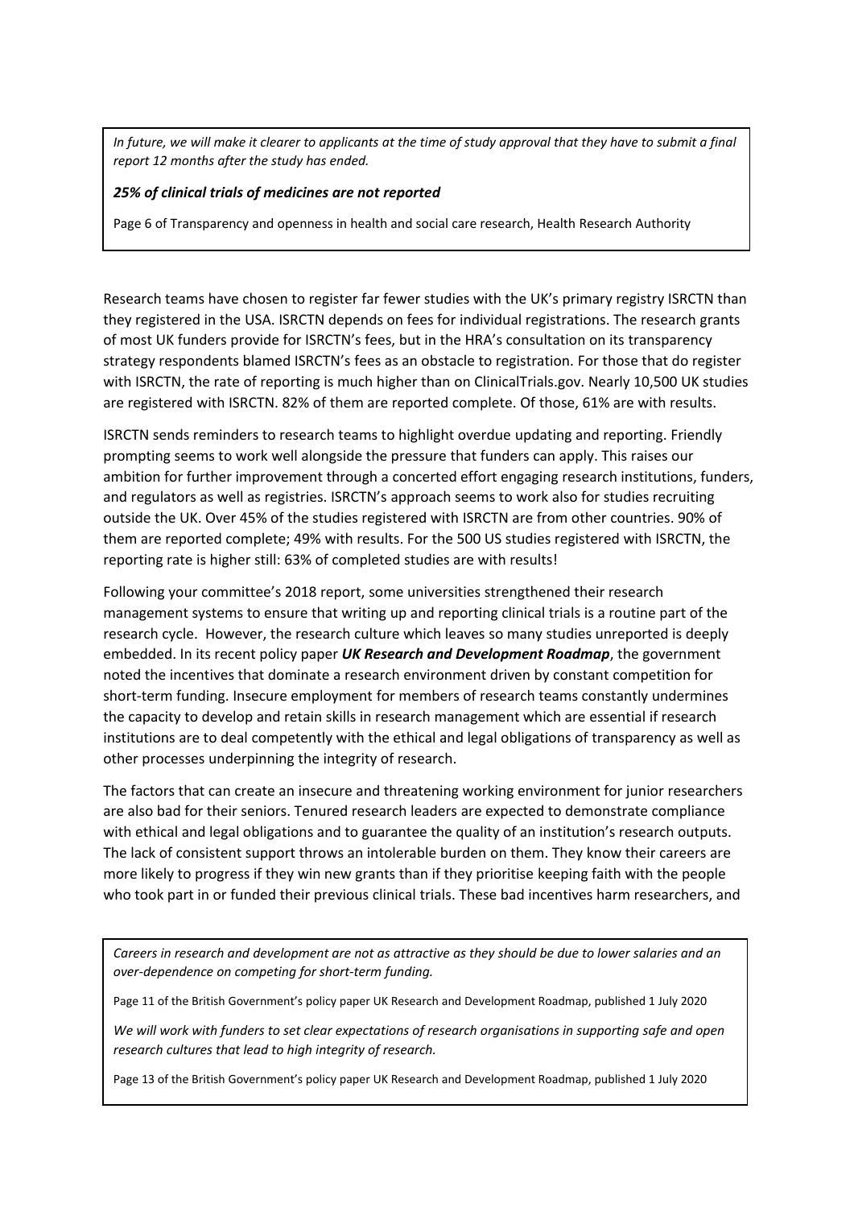*In future, we will make it clearer to applicants at the time of study approval that they have to submit a final report 12 months after the study has ended.*

***25% of clinical trials of medicines are not reported***

Page 6 of Transparency and openness in health and social care research, Health Research Authority

Research teams have chosen to register far fewer studies with the UK's primary registry ISRCTN than they registered in the USA. ISRCTN depends on fees for individual registrations. The research grants of most UK funders provide for ISRCTN's fees, but in the HRA's consultation on its transparency strategy respondents blamed ISRCTN's fees as an obstacle to registration. For those that do register with ISRCTN, the rate of reporting is much higher than on ClinicalTrials.gov. Nearly 10,500 UK studies are registered with ISRCTN. 82% of them are reported complete. Of those, 61% are with results.

ISRCTN sends reminders to research teams to highlight overdue updating and reporting. Friendly prompting seems to work well alongside the pressure that funders can apply. This raises our ambition for further improvement through a concerted effort engaging research institutions, funders, and regulators as well as registries. ISRCTN's approach seems to work also for studies recruiting outside the UK. Over 45% of the studies registered with ISRCTN are from other countries. 90% of them are reported complete; 49% with results. For the 500 US studies registered with ISRCTN, the reporting rate is higher still: 63% of completed studies are with results!

Following your committee's 2018 report, some universities strengthened their research management systems to ensure that writing up and reporting clinical trials is a routine part of the research cycle. However, the research culture which leaves so many studies unreported is deeply embedded. In its recent policy paper ***UK Research and Development Roadmap***, the government noted the incentives that dominate a research environment driven by constant competition for short-term funding. Insecure employment for members of research teams constantly undermines the capacity to develop and retain skills in research management which are essential if research institutions are to deal competently with the ethical and legal obligations of transparency as well as other processes underpinning the integrity of research.

The factors that can create an insecure and threatening working environment for junior researchers are also bad for their seniors. Tenured research leaders are expected to demonstrate compliance with ethical and legal obligations and to guarantee the quality of an institution's research outputs. The lack of consistent support throws an intolerable burden on them. They know their careers are more likely to progress if they win new grants than if they prioritise keeping faith with the people who took part in or funded their previous clinical trials. These bad incentives harm researchers, and

*Careers in research and development are not as attractive as they should be due to lower salaries and an over-dependence on competing for short-term funding.*

Page 11 of the British Government's policy paper UK Research and Development Roadmap, published 1 July 2020

*We will work with funders to set clear expectations of research organisations in supporting safe and open research cultures that lead to high integrity of research.*

Page 13 of the British Government's policy paper UK Research and Development Roadmap, published 1 July 2020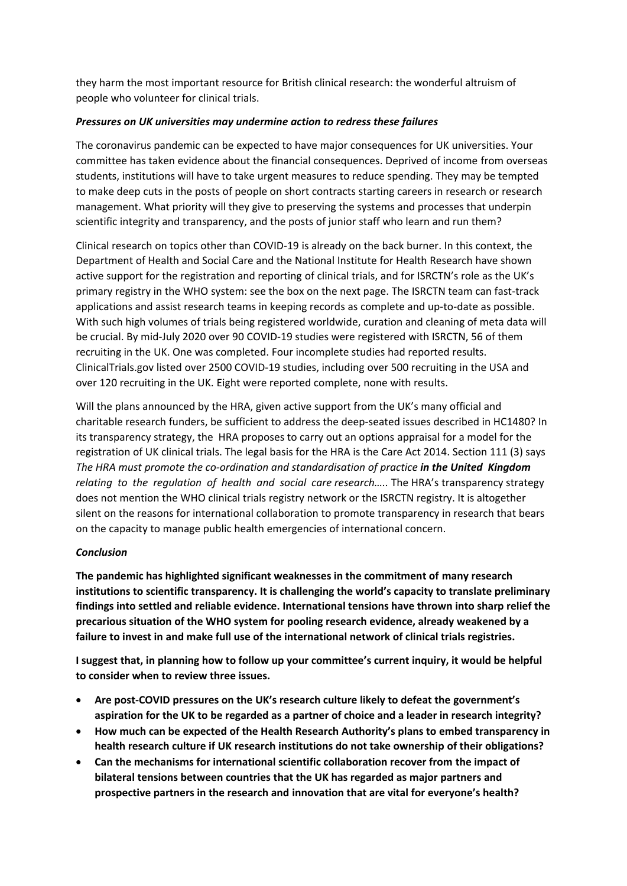they harm the most important resource for British clinical research: the wonderful altruism of people who volunteer for clinical trials.

***Pressures on UK universities may undermine action to redress these failures***

The coronavirus pandemic can be expected to have major consequences for UK universities. Your committee has taken evidence about the financial consequences. Deprived of income from overseas students, institutions will have to take urgent measures to reduce spending. They may be tempted to make deep cuts in the posts of people on short contracts starting careers in research or research management. What priority will they give to preserving the systems and processes that underpin scientific integrity and transparency, and the posts of junior staff who learn and run them?

Clinical research on topics other than COVID-19 is already on the back burner. In this context, the Department of Health and Social Care and the National Institute for Health Research have shown active support for the registration and reporting of clinical trials, and for ISRCTN's role as the UK's primary registry in the WHO system: see the box on the next page. The ISRCTN team can fast-track applications and assist research teams in keeping records as complete and up-to-date as possible. With such high volumes of trials being registered worldwide, curation and cleaning of meta data will be crucial. By mid-July 2020 over 90 COVID-19 studies were registered with ISRCTN, 56 of them recruiting in the UK. One was completed. Four incomplete studies had reported results. ClinicalTrials.gov listed over 2500 COVID-19 studies, including over 500 recruiting in the USA and over 120 recruiting in the UK. Eight were reported complete, none with results.

Will the plans announced by the HRA, given active support from the UK's many official and charitable research funders, be sufficient to address the deep-seated issues described in HC1480? In its transparency strategy, the HRA proposes to carry out an options appraisal for a model for the registration of UK clinical trials. The legal basis for the HRA is the Care Act 2014. Section 111 (3) says *The HRA must promote the co-ordination and standardisation of practice* ***in the United Kingdom*** *relating to the regulation of health and social care research…..* The HRA's transparency strategy does not mention the WHO clinical trials registry network or the ISRCTN registry. It is altogether silent on the reasons for international collaboration to promote transparency in research that bears on the capacity to manage public health emergencies of international concern.

***Conclusion***

**The pandemic has highlighted significant weaknesses in the commitment of many research institutions to scientific transparency. It is challenging the world's capacity to translate preliminary findings into settled and reliable evidence. International tensions have thrown into sharp relief the precarious situation of the WHO system for pooling research evidence, already weakened by a failure to invest in and make full use of the international network of clinical trials registries.**

**I suggest that, in planning how to follow up your committee's current inquiry, it would be helpful to consider when to review three issues.**

- **Are post-COVID pressures on the UK's research culture likely to defeat the government's aspiration for the UK to be regarded as a partner of choice and a leader in research integrity?**
- **How much can be expected of the Health Research Authority's plans to embed transparency in health research culture if UK research institutions do not take ownership of their obligations?**
- **Can the mechanisms for international scientific collaboration recover from the impact of bilateral tensions between countries that the UK has regarded as major partners and prospective partners in the research and innovation that are vital for everyone's health?**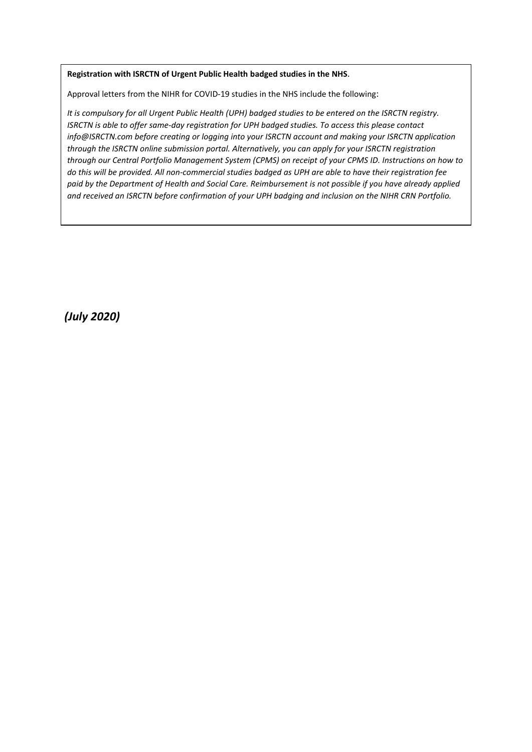**Registration with ISRCTN of Urgent Public Health badged studies in the NHS**.

Approval letters from the NIHR for COVID-19 studies in the NHS include the following:

*It is compulsory for all Urgent Public Health (UPH) badged studies to be entered on the ISRCTN registry. ISRCTN is able to offer same-day registration for UPH badged studies. To access this please contact info@ISRCTN.com before creating or logging into your ISRCTN account and making your ISRCTN application through the ISRCTN online submission portal. Alternatively, you can apply for your ISRCTN registration through our Central Portfolio Management System (CPMS) on receipt of your CPMS ID. Instructions on how to do this will be provided. All non-commercial studies badged as UPH are able to have their registration fee paid by the Department of Health and Social Care. Reimbursement is not possible if you have already applied and received an ISRCTN before confirmation of your UPH badging and inclusion on the NIHR CRN Portfolio.*

***(July 2020)***